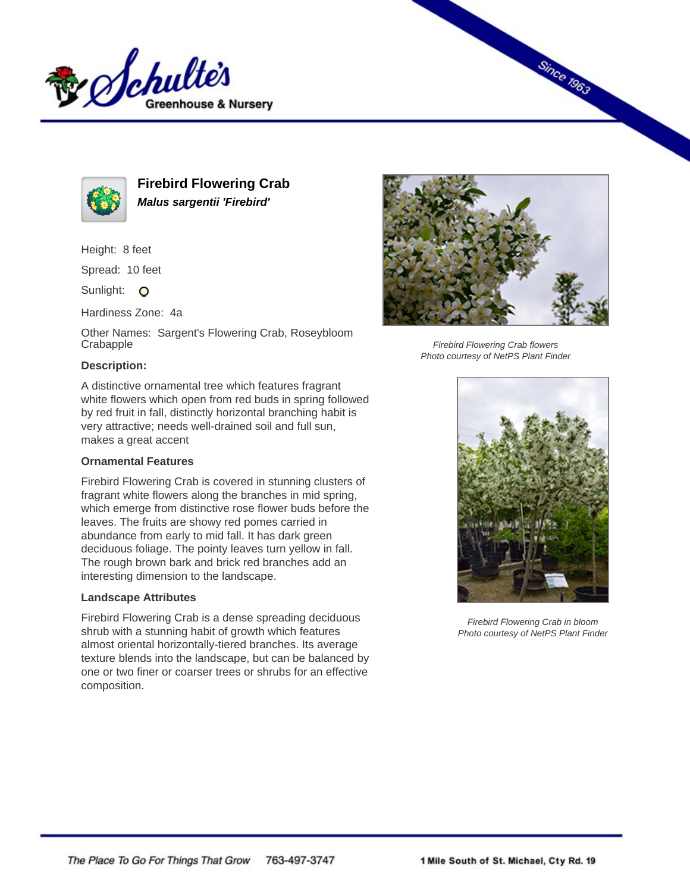# Firebird Flowering Crab

***Malus sargentii 'Firebird'***

Height: 8 feet

Spread: 10 feet

Sunlight:

Hardiness Zone: 4a

Other Names: Sargent's Flowering Crab, Roseybloom Crabapple

### Description:

A distinctive ornamental tree which features fragrant white flowers which open from red buds in spring followed by red fruit in fall, distinctly horizontal branching habit is very attractive; needs well-drained soil and full sun, makes a great accent

### Ornamental Features

Firebird Flowering Crab is covered in stunning clusters of fragrant white flowers along the branches in mid spring, which emerge from distinctive rose flower buds before the leaves. The fruits are showy red pomes carried in abundance from early to mid fall. It has dark green deciduous foliage. The pointy leaves turn yellow in fall. The rough brown bark and brick red branches add an interesting dimension to the landscape.

### Landscape Attributes

Firebird Flowering Crab is a dense spreading deciduous shrub with a stunning habit of growth which features almost oriental horizontally-tiered branches. Its average texture blends into the landscape, but can be balanced by one or two finer or coarser trees or shrubs for an effective composition.

*Firebird Flowering Crab flowers*
*Photo courtesy of NetPS Plant Finder*

*Firebird Flowering Crab in bloom*
*Photo courtesy of NetPS Plant Finder*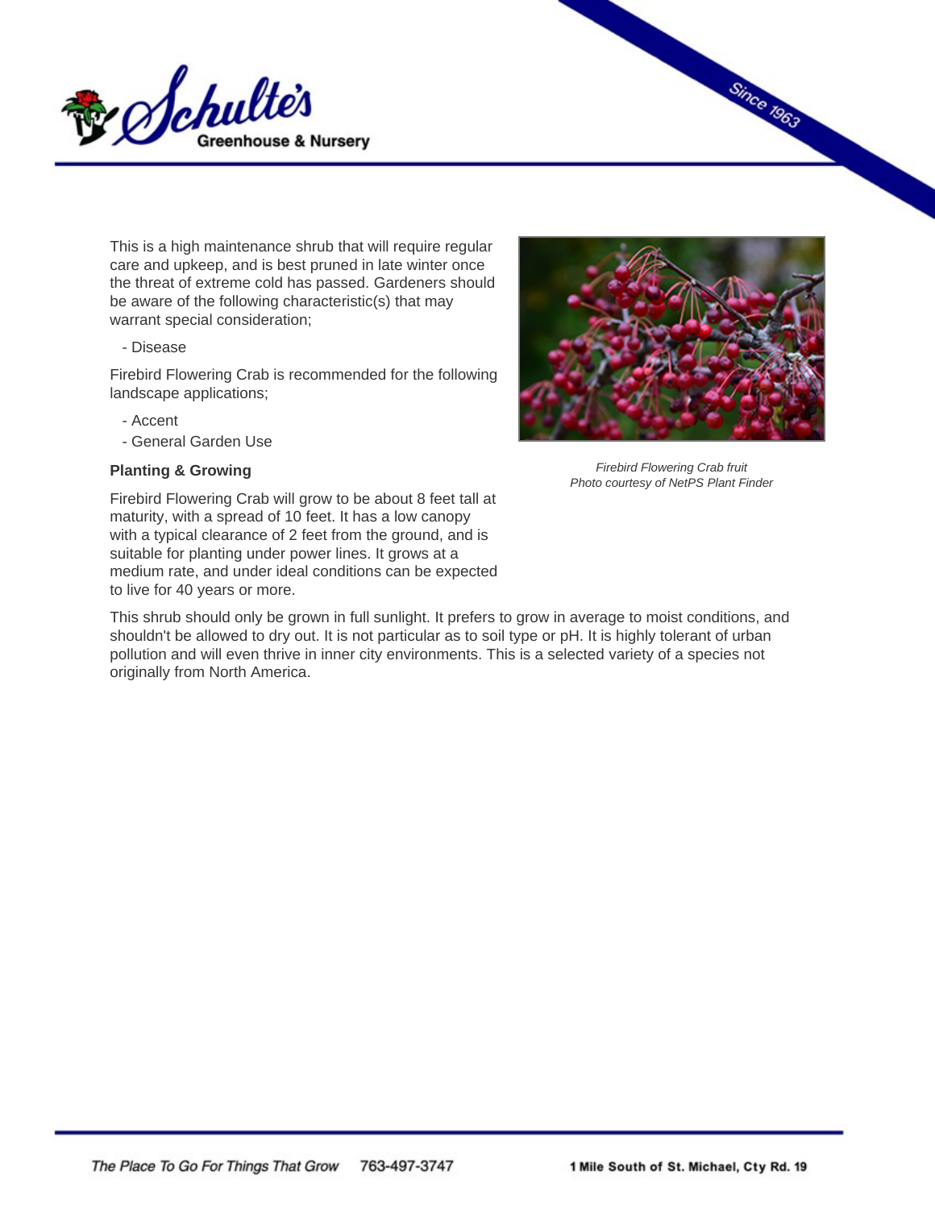This is a high maintenance shrub that will require regular care and upkeep, and is best pruned in late winter once the threat of extreme cold has passed. Gardeners should be aware of the following characteristic(s) that may warrant special consideration;

- Disease

Firebird Flowering Crab is recommended for the following landscape applications;

- Accent
- General Garden Use

*Firebird Flowering Crab fruit*
*Photo courtesy of NetPS Plant Finder*

### Planting & Growing

Firebird Flowering Crab will grow to be about 8 feet tall at maturity, with a spread of 10 feet. It has a low canopy with a typical clearance of 2 feet from the ground, and is suitable for planting under power lines. It grows at a medium rate, and under ideal conditions can be expected to live for 40 years or more.

This shrub should only be grown in full sunlight. It prefers to grow in average to moist conditions, and shouldn't be allowed to dry out. It is not particular as to soil type or pH. It is highly tolerant of urban pollution and will even thrive in inner city environments. This is a selected variety of a species not originally from North America.